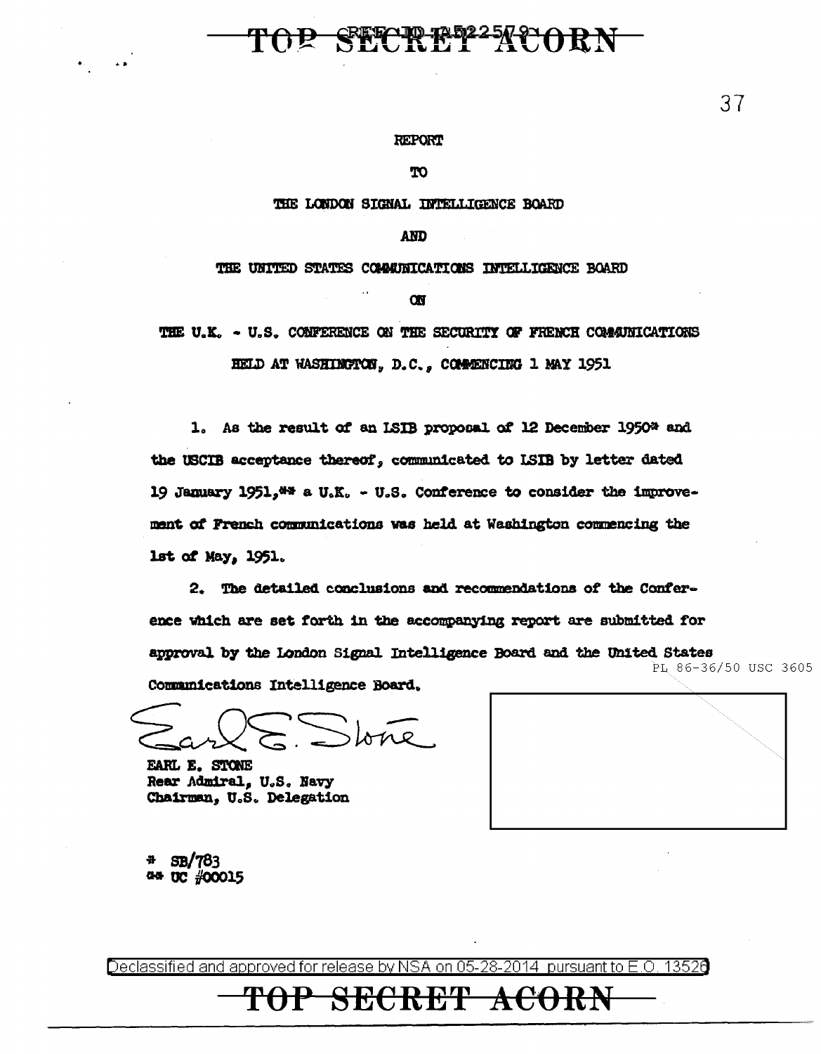TOP SECRET ACORN

REPORT

TO

THE LONDON SIGNAL INTELLIGENCE BOARD

AND

THE UNITED STATES COMMUNICATIONS INTELLIGENCE BOARD

ON

THE U.K. - U.S. CONFERENCE ON THE SECURITY OF FRENCH COMMUNICATIONS
HELD AT WASHINGTON, D.C., COMMENCING 1 MAY 1951

1. As the result of an LSIB proposal of 12 December 1950* and the USCIB acceptance thereof, communicated to LSIB by letter dated 19 January 1951,** a U.K. - U.S. Conference to consider the improvement of French communications was held at Washington commencing the 1st of May, 1951.

2. The detailed conclusions and recommendations of the Conference which are set forth in the accompanying report are submitted for approval by the London Signal Intelligence Board and the United States Communications Intelligence Board.

PL 86-36/50 USC 3605

Earl E. Stone

EARL E. STONE
Rear Admiral, U.S. Navy
Chairman, U.S. Delegation

\* SB/783
\*\* UC #00015

Declassified and approved for release by NSA on 05-28-2014 pursuant to E.O. 13526

TOP SECRET ACORN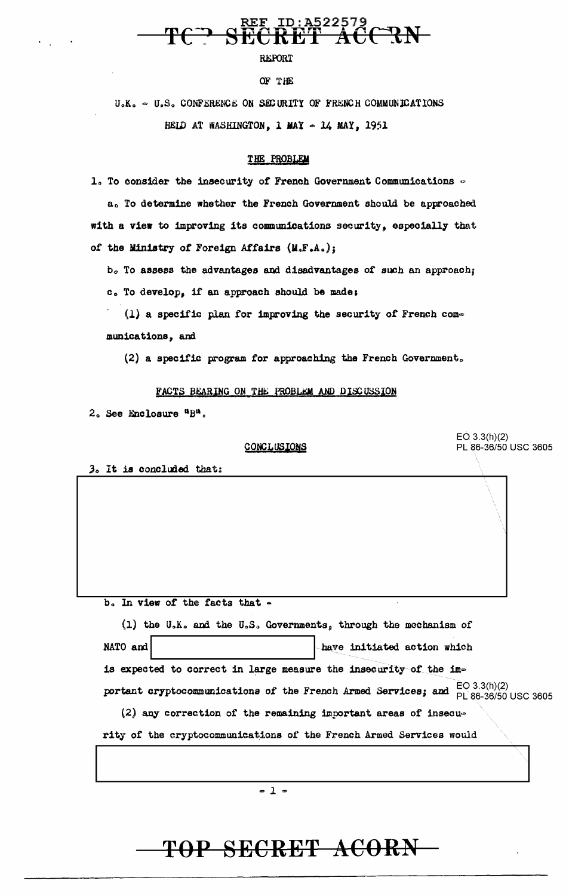REF ID:A522579

TOP SECRET ACORN

REPORT

OF THE

U.K. - U.S. CONFERENCE ON SECURITY OF FRENCH COMMUNICATIONS

HELD AT WASHINGTON, 1 MAY - 14 MAY, 1951

## THE PROBLEM

1. To consider the insecurity of French Government Communications -

a. To determine whether the French Government should be approached with a view to improving its communications security, especially that of the Ministry of Foreign Affairs (M.F.A.);

b. To assess the advantages and disadvantages of such an approach;

c. To develop, if an approach should be made:

(1) a specific plan for improving the security of French communications, and

(2) a specific program for approaching the French Government.

## FACTS BEARING ON THE PROBLEM AND DISCUSSION

2. See Enclosure "B".

## CONCLUSIONS

EO 3.3(h)(2)
PL 86-36/50 USC 3605

3. It is concluded that:

[REDACTED]

b. In view of the facts that -

(1) the U.K. and the U.S. Governments, through the mechanism of NATO and [REDACTED] have initiated action which is expected to correct in large measure the insecurity of the important cryptocommunications of the French Armed Services; and

EO 3.3(h)(2)
PL 86-36/50 USC 3605

(2) any correction of the remaining important areas of insecurity of the cryptocommunications of the French Armed Services would

[REDACTED]

TOP SECRET ACORN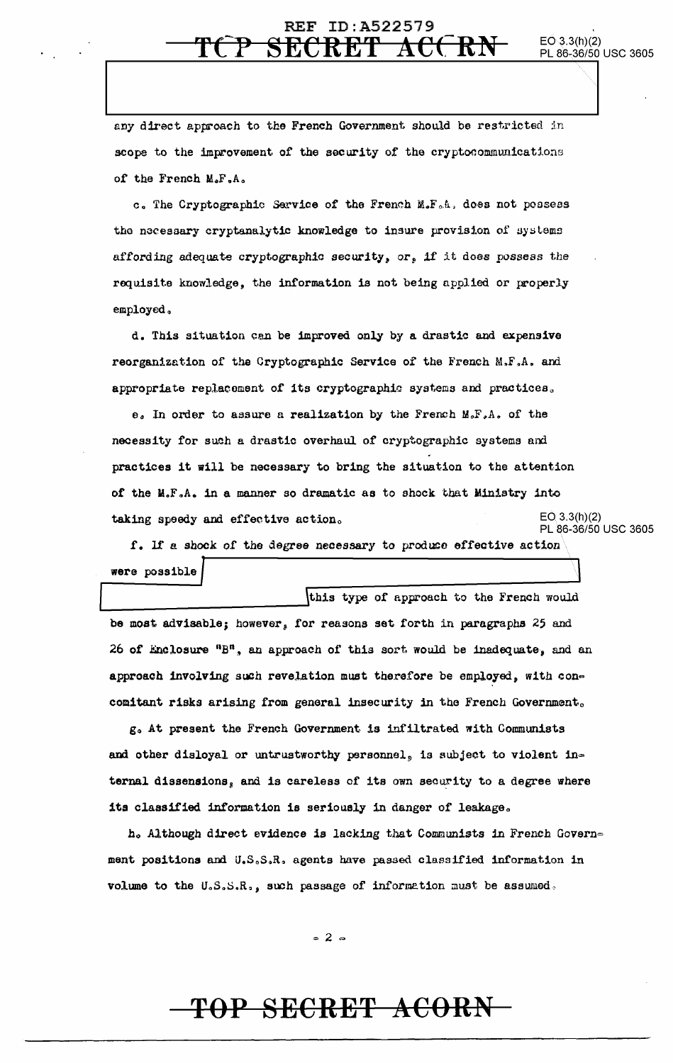any direct approach to the French Government should be restricted in scope to the improvement of the security of the cryptocommunications of the French M.F.A.

c. The Cryptographic Service of the French M.F.A. does not possess the necessary cryptanalytic knowledge to insure provision of systems affording adequate cryptographic security, or, if it does possess the requisite knowledge, the information is not being applied or properly employed.

d. This situation can be improved only by a drastic and expensive reorganization of the Cryptographic Service of the French M.F.A. and appropriate replacement of its cryptographic systems and practices.

e. In order to assure a realization by the French M.F.A. of the necessity for such a drastic overhaul of cryptographic systems and practices it will be necessary to bring the situation to the attention of the M.F.A. in a manner so dramatic as to shock that Ministry into taking speedy and effective action.

EO 3.3(h)(2)
PL 86-36/50 USC 3605

f. If a shock of the degree necessary to produce effective action were possible [REDACTED] this type of approach to the French would be most advisable; however, for reasons set forth in paragraphs 25 and 26 of Enclosure "B", an approach of this sort would be inadequate, and an approach involving such revelation must therefore be employed, with concomitant risks arising from general insecurity in the French Government.

g. At present the French Government is infiltrated with Communists and other disloyal or untrustworthy personnel, is subject to violent internal dissensions, and is careless of its own security to a degree where its classified information is seriously in danger of leakage.

h. Although direct evidence is lacking that Communists in French Government positions and U.S.S.R. agents have passed classified information in volume to the U.S.S.R., such passage of information must be assumed.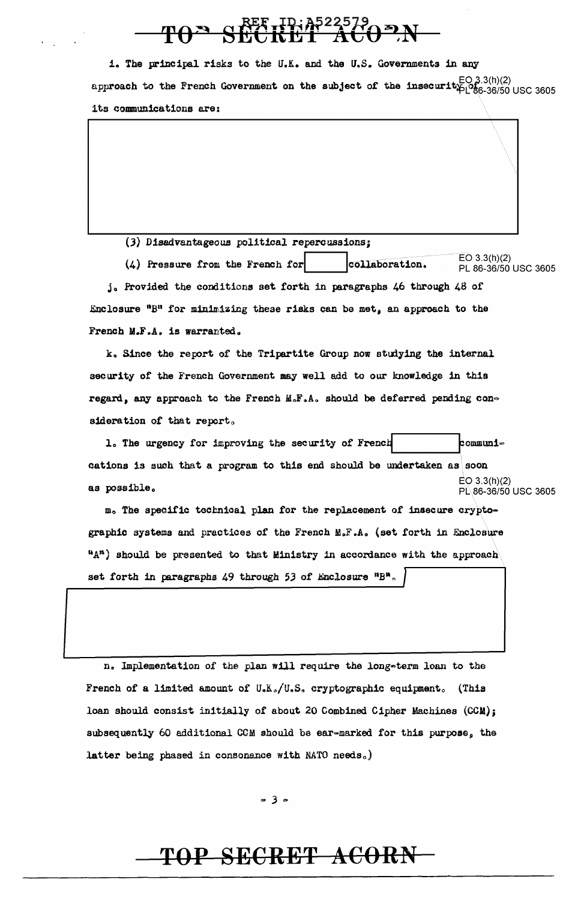i. The principal risks to the U.K. and the U.S. Governments in any approach to the French Government on the subject of the insecurity of its communications are:

(3) Disadvantageous political repercussions;

(4) Pressure from the French for collaboration.

j. Provided the conditions set forth in paragraphs 46 through 48 of Enclosure "B" for minimizing these risks can be met, an approach to the French M.F.A. is warranted.

k. Since the report of the Tripartite Group now studying the internal security of the French Government may well add to our knowledge in this regard, any approach to the French M.F.A. should be deferred pending consideration of that report.

l. The urgency for improving the security of French communications is such that a program to this end should be undertaken as soon as possible.

m. The specific technical plan for the replacement of insecure cryptographic systems and practices of the French M.F.A. (set forth in Enclosure "A") should be presented to that Ministry in accordance with the approach set forth in paragraphs 49 through 53 of Enclosure "B".

n. Implementation of the plan will require the long-term loan to the French of a limited amount of U.K./U.S. cryptographic equipment. (This loan should consist initially of about 20 Combined Cipher Machines (CCM); subsequently 60 additional CCM should be ear-marked for this purpose, the latter being phased in consonance with NATO needs.)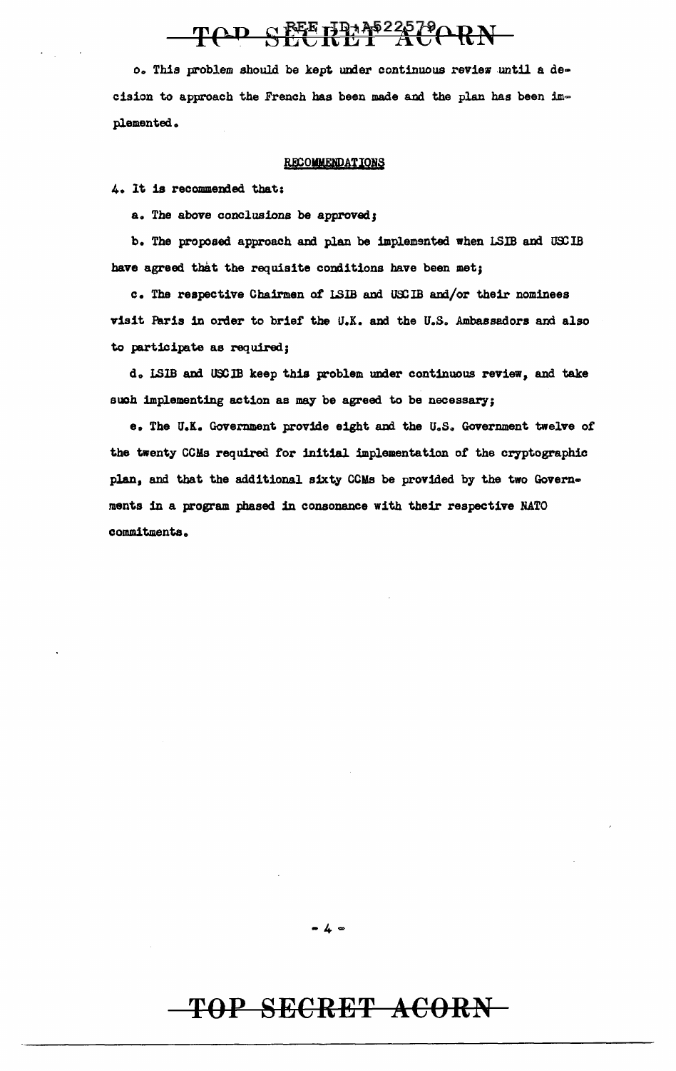c. This problem should be kept under continuous review until a decision to approach the French has been made and the plan has been implemented.

## RECOMMENDATIONS

4. It is recommended that:

a. The above conclusions be approved;

b. The proposed approach and plan be implemented when LSIB and USCIB have agreed that the requisite conditions have been met;

c. The respective Chairmen of LSIB and USCIB and/or their nominees visit Paris in order to brief the U.K. and the U.S. Ambassadors and also to participate as required;

d. LSIB and USCIB keep this problem under continuous review, and take such implementing action as may be agreed to be necessary;

e. The U.K. Government provide eight and the U.S. Government twelve of the twenty CCMs required for initial implementation of the cryptographic plan, and that the additional sixty CCMs be provided by the two Governments in a program phased in consonance with their respective NATO commitments.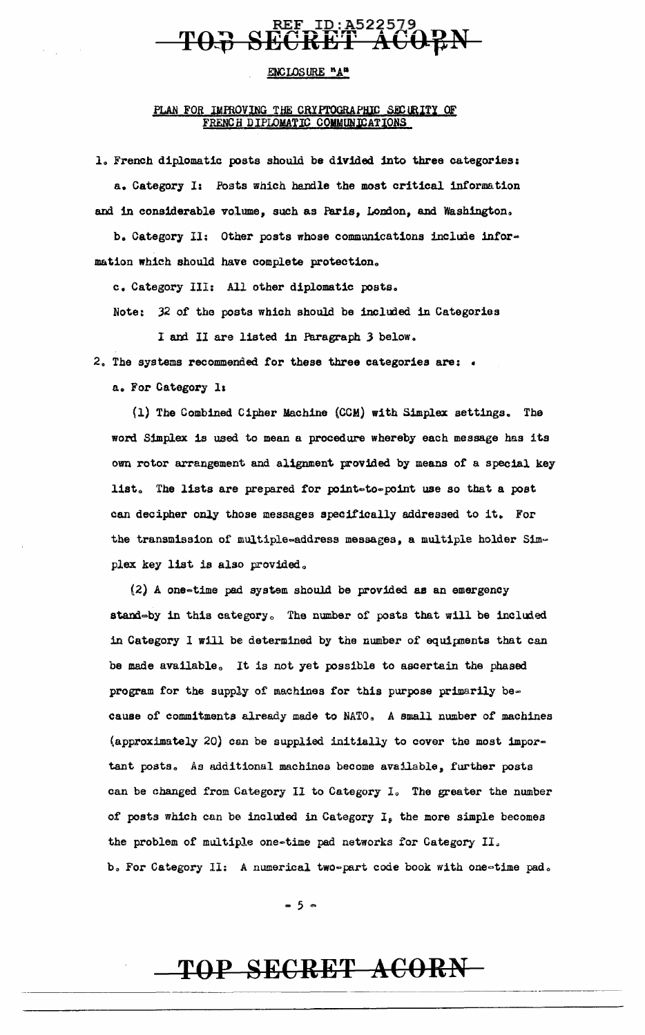ENCLOSURE "A"

## PLAN FOR IMPROVING THE CRYPTOGRAPHIC SECURITY OF FRENCH DIPLOMATIC COMMUNICATIONS

1. French diplomatic posts should be divided into three categories:

   a. Category I: Posts which handle the most critical information and in considerable volume, such as Paris, London, and Washington.

   b. Category II: Other posts whose communications include information which should have complete protection.

   c. Category III: All other diplomatic posts.

   Note: 32 of the posts which should be included in Categories I and II are listed in Paragraph 3 below.

2. The systems recommended for these three categories are:

   a. For Category I:

   (1) The Combined Cipher Machine (CCM) with Simplex settings. The word Simplex is used to mean a procedure whereby each message has its own rotor arrangement and alignment provided by means of a special key list. The lists are prepared for point-to-point use so that a post can decipher only those messages specifically addressed to it. For the transmission of multiple-address messages, a multiple holder Simplex key list is also provided.

   (2) A one-time pad system should be provided as an emergency stand-by in this category. The number of posts that will be included in Category I will be determined by the number of equipments that can be made available. It is not yet possible to ascertain the phased program for the supply of machines for this purpose primarily because of commitments already made to NATO. A small number of machines (approximately 20) can be supplied initially to cover the most important posts. As additional machines become available, further posts can be changed from Category II to Category I. The greater the number of posts which can be included in Category I, the more simple becomes the problem of multiple one-time pad networks for Category II.

   b. For Category II: A numerical two-part code book with one-time pad.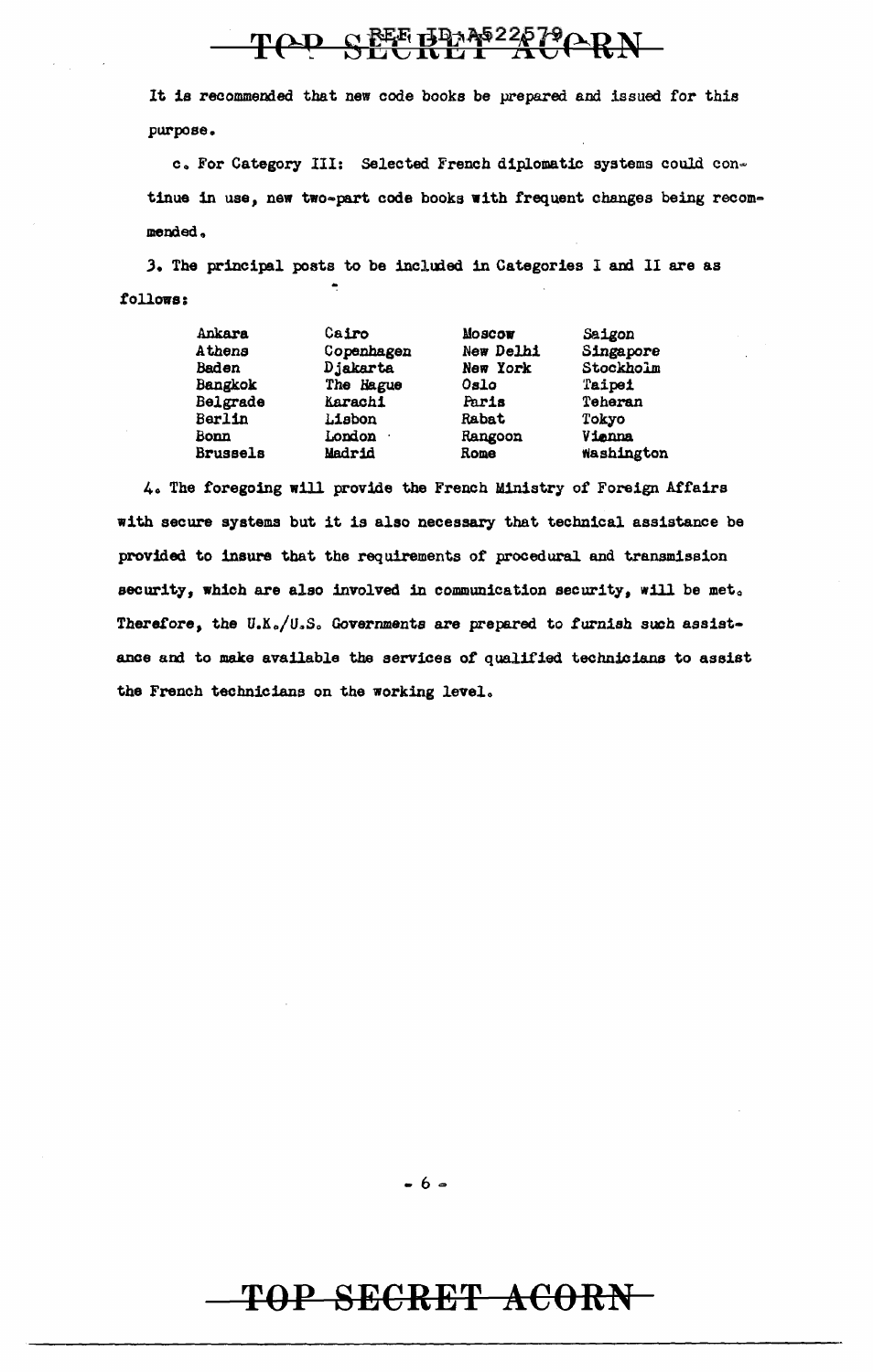It is recommended that new code books be prepared and issued for this purpose.

c. For Category III: Selected French diplomatic systems could continue in use, new two-part code books with frequent changes being recommended.

3. The principal posts to be included in Categories I and II are as follows:

| | | | |
|---|---|---|---|
| Ankara | Cairo | Moscow | Saigon |
| Athens | Copenhagen | New Delhi | Singapore |
| Baden | Djakarta | New York | Stockholm |
| Bangkok | The Hague | Oslo | Taipei |
| Belgrade | Karachi | Paris | Teheran |
| Berlin | Lisbon | Rabat | Tokyo |
| Bonn | London | Rangoon | Vienna |
| Brussels | Madrid | Rome | Washington |

4. The foregoing will provide the French Ministry of Foreign Affairs with secure systems but it is also necessary that technical assistance be provided to insure that the requirements of procedural and transmission security, which are also involved in communication security, will be met. Therefore, the U.K./U.S. Governments are prepared to furnish such assistance and to make available the services of qualified technicians to assist the French technicians on the working level.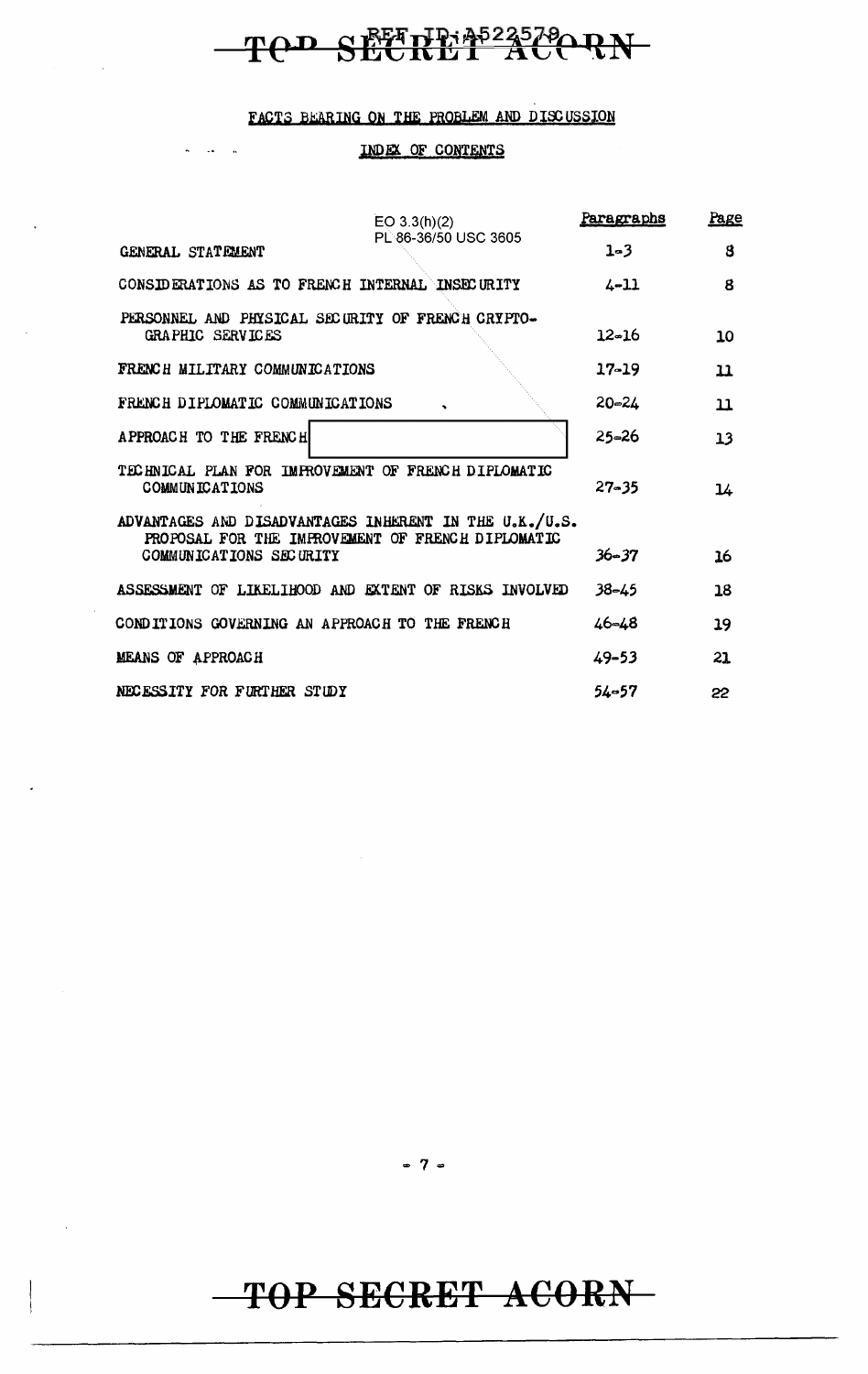## FACTS BEARING ON THE PROBLEM AND DISCUSSION

### INDEX OF CONTENTS

EO 3.3(h)(2)
PL 86-36/50 USC 3605

| | Paragraphs | Page |
|---|---|---|
| GENERAL STATEMENT | 1-3 | 8 |
| CONSIDERATIONS AS TO FRENCH INTERNAL INSECURITY | 4-11 | 8 |
| PERSONNEL AND PHYSICAL SECURITY OF FRENCH CRYPTOGRAPHIC SERVICES | 12-16 | 10 |
| FRENCH MILITARY COMMUNICATIONS | 17-19 | 11 |
| FRENCH DIPLOMATIC COMMUNICATIONS | 20-24 | 11 |
| APPROACH TO THE FRENCH [redacted] | 25-26 | 13 |
| TECHNICAL PLAN FOR IMPROVEMENT OF FRENCH DIPLOMATIC COMMUNICATIONS | 27-35 | 14 |
| ADVANTAGES AND DISADVANTAGES INHERENT IN THE U.K./U.S. PROPOSAL FOR THE IMPROVEMENT OF FRENCH DIPLOMATIC COMMUNICATIONS SECURITY | 36-37 | 16 |
| ASSESSMENT OF LIKELIHOOD AND EXTENT OF RISKS INVOLVED | 38-45 | 18 |
| CONDITIONS GOVERNING AN APPROACH TO THE FRENCH | 46-48 | 19 |
| MEANS OF APPROACH | 49-53 | 21 |
| NECESSITY FOR FURTHER STUDY | 54-57 | 22 |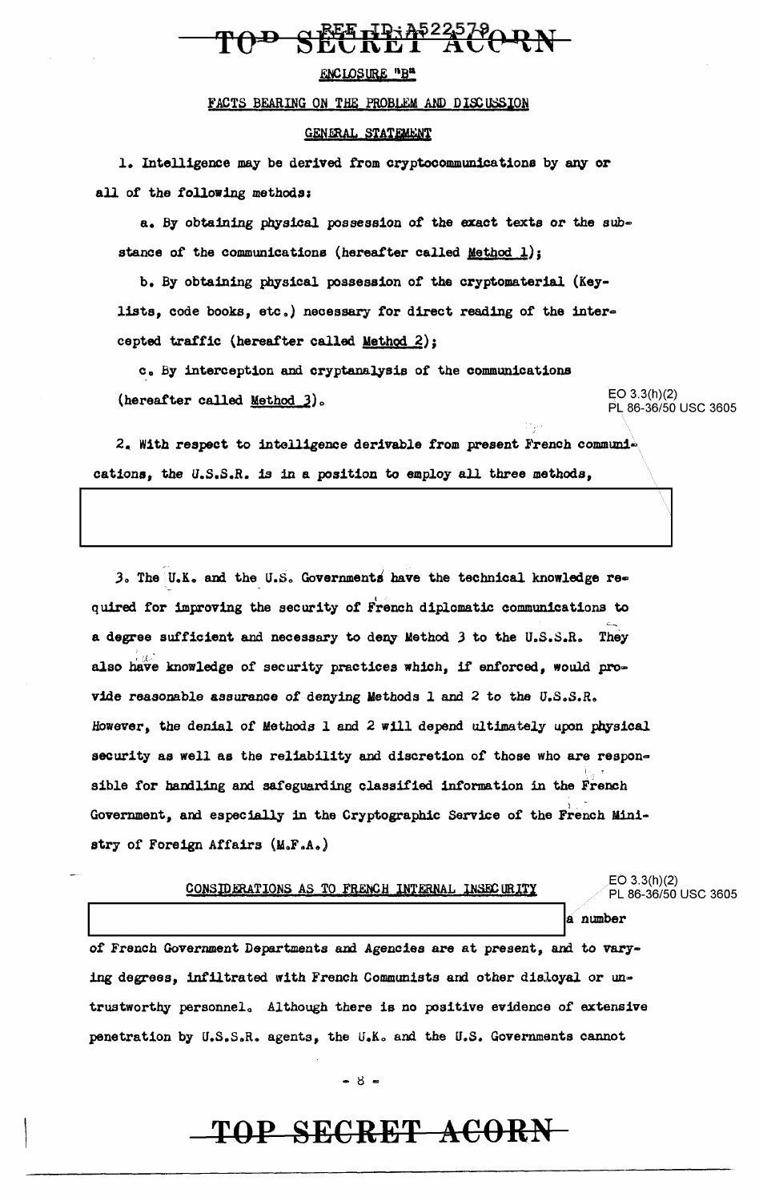ENCLOSURE "B"

FACTS BEARING ON THE PROBLEM AND DISCUSSION

GENERAL STATEMENT

1. Intelligence may be derived from cryptocommunications by any or all of the following methods:

a. By obtaining physical possession of the exact texts or the substance of the communications (hereafter called Method 1);

b. By obtaining physical possession of the cryptomaterial (Key-lists, code books, etc.) necessary for direct reading of the intercepted traffic (hereafter called Method 2);

c. By interception and cryptanalysis of the communications (hereafter called Method 3).

EO 3.3(h)(2)
PL 86-36/50 USC 3605

2. With respect to intelligence derivable from present French communications, the U.S.S.R. is in a position to employ all three methods,

3. The U.K. and the U.S. Governments have the technical knowledge required for improving the security of French diplomatic communications to a degree sufficient and necessary to deny Method 3 to the U.S.S.R. They also have knowledge of security practices which, if enforced, would provide reasonable assurance of denying Methods 1 and 2 to the U.S.S.R. However, the denial of Methods 1 and 2 will depend ultimately upon physical security as well as the reliability and discretion of those who are responsible for handling and safeguarding classified information in the French Government, and especially in the Cryptographic Service of the French Ministry of Foreign Affairs (M.F.A.)

CONSIDERATIONS AS TO FRENCH INTERNAL INSECURITY

EO 3.3(h)(2)
PL 86-36/50 USC 3605

a number of French Government Departments and Agencies are at present, and to varying degrees, infiltrated with French Communists and other disloyal or untrustworthy personnel. Although there is no positive evidence of extensive penetration by U.S.S.R. agents, the U.K. and the U.S. Governments cannot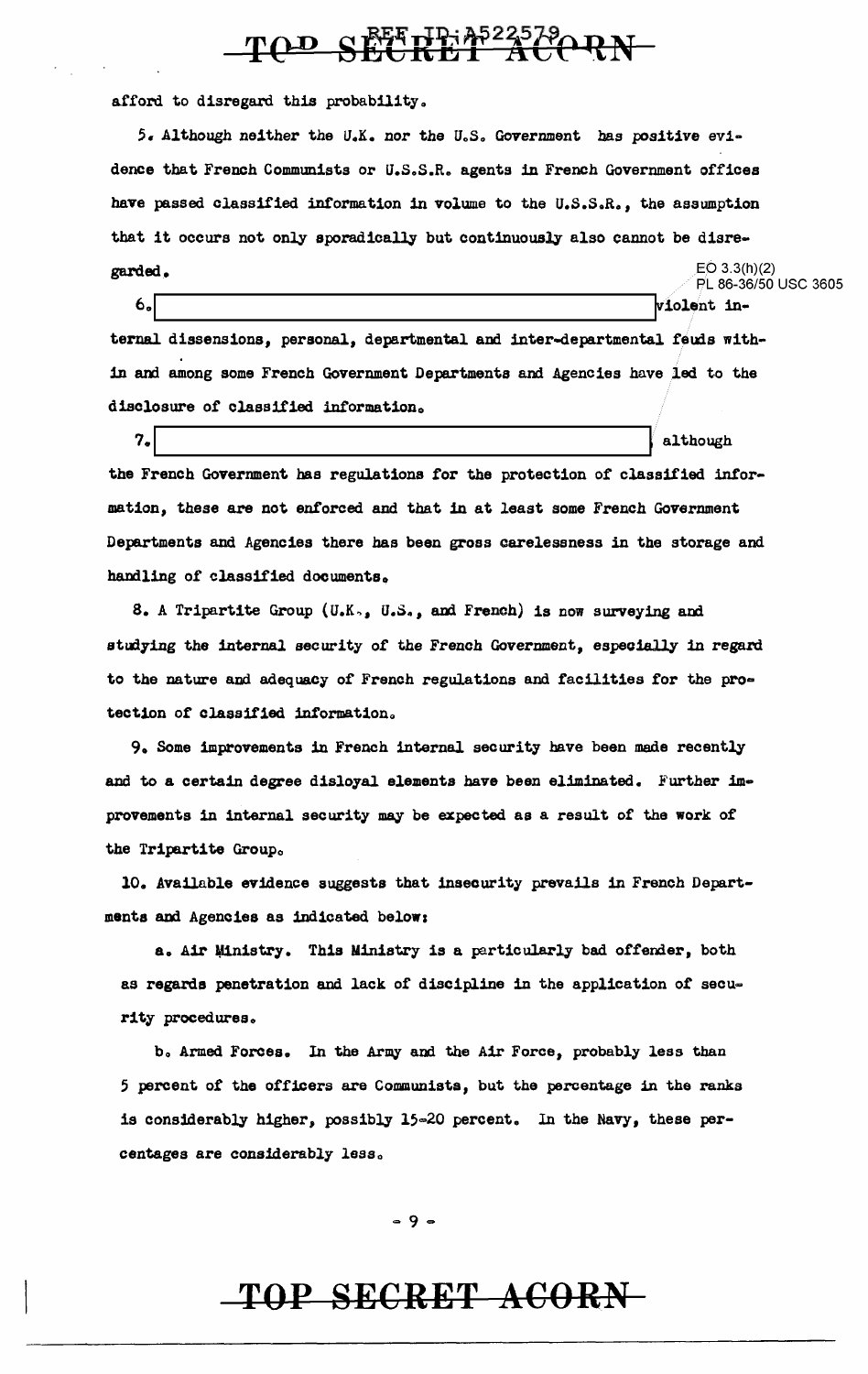afford to disregard this probability.

5. Although neither the U.K. nor the U.S. Government has positive evidence that French Communists or U.S.S.R. agents in French Government offices have passed classified information in volume to the U.S.S.R., the assumption that it occurs not only sporadically but continuously also cannot be disregarded.

EO 3.3(h)(2)
PL 86-36/50 USC 3605

6. [redacted] violent internal dissensions, personal, departmental and inter-departmental feuds within and among some French Government Departments and Agencies have led to the disclosure of classified information.

7. [redacted] although the French Government has regulations for the protection of classified information, these are not enforced and that in at least some French Government Departments and Agencies there has been gross carelessness in the storage and handling of classified documents.

8. A Tripartite Group (U.K., U.S., and French) is now surveying and studying the internal security of the French Government, especially in regard to the nature and adequacy of French regulations and facilities for the protection of classified information.

9. Some improvements in French internal security have been made recently and to a certain degree disloyal elements have been eliminated. Further improvements in internal security may be expected as a result of the work of the Tripartite Group.

10. Available evidence suggests that insecurity prevails in French Departments and Agencies as indicated below:

a. Air Ministry. This Ministry is a particularly bad offender, both as regards penetration and lack of discipline in the application of security procedures.

b. Armed Forces. In the Army and the Air Force, probably less than 5 percent of the officers are Communists, but the percentage in the ranks is considerably higher, possibly 15-20 percent. In the Navy, these percentages are considerably less.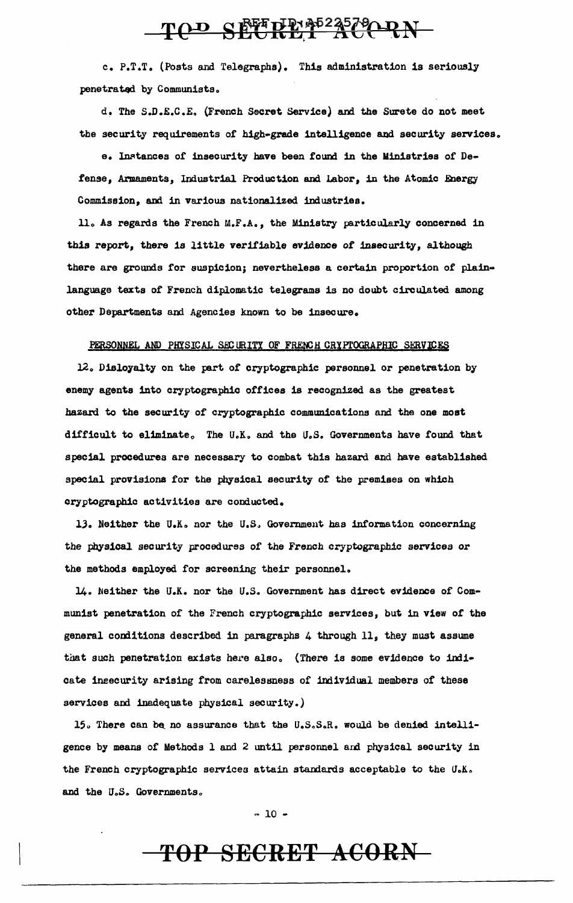c. P.T.T. (Posts and Telegraphs). This administration is seriously penetrated by Communists.

d. The S.D.E.C.E. (French Secret Service) and the Surete do not meet the security requirements of high-grade intelligence and security services.

e. Instances of insecurity have been found in the Ministries of Defense, Armaments, Industrial Production and Labor, in the Atomic Energy Commission, and in various nationalized industries.

11. As regards the French M.F.A., the Ministry particularly concerned in this report, there is little verifiable evidence of insecurity, although there are grounds for suspicion; nevertheless a certain proportion of plain-language texts of French diplomatic telegrams is no doubt circulated among other Departments and Agencies known to be insecure.

PERSONNEL AND PHYSICAL SECURITY OF FRENCH CRYPTOGRAPHIC SERVICES

12. Disloyalty on the part of cryptographic personnel or penetration by enemy agents into cryptographic offices is recognized as the greatest hazard to the security of cryptographic communications and the one most difficult to eliminate. The U.K. and the U.S. Governments have found that special procedures are necessary to combat this hazard and have established special provisions for the physical security of the premises on which cryptographic activities are conducted.

13. Neither the U.K. nor the U.S. Government has information concerning the physical security procedures of the French cryptographic services or the methods employed for screening their personnel.

14. Neither the U.K. nor the U.S. Government has direct evidence of Communist penetration of the French cryptographic services, but in view of the general conditions described in paragraphs 4 through 11, they must assume that such penetration exists here also. (There is some evidence to indicate insecurity arising from carelessness of individual members of these services and inadequate physical security.)

15. There can be no assurance that the U.S.S.R. would be denied intelligence by means of Methods 1 and 2 until personnel and physical security in the French cryptographic services attain standards acceptable to the U.K. and the U.S. Governments.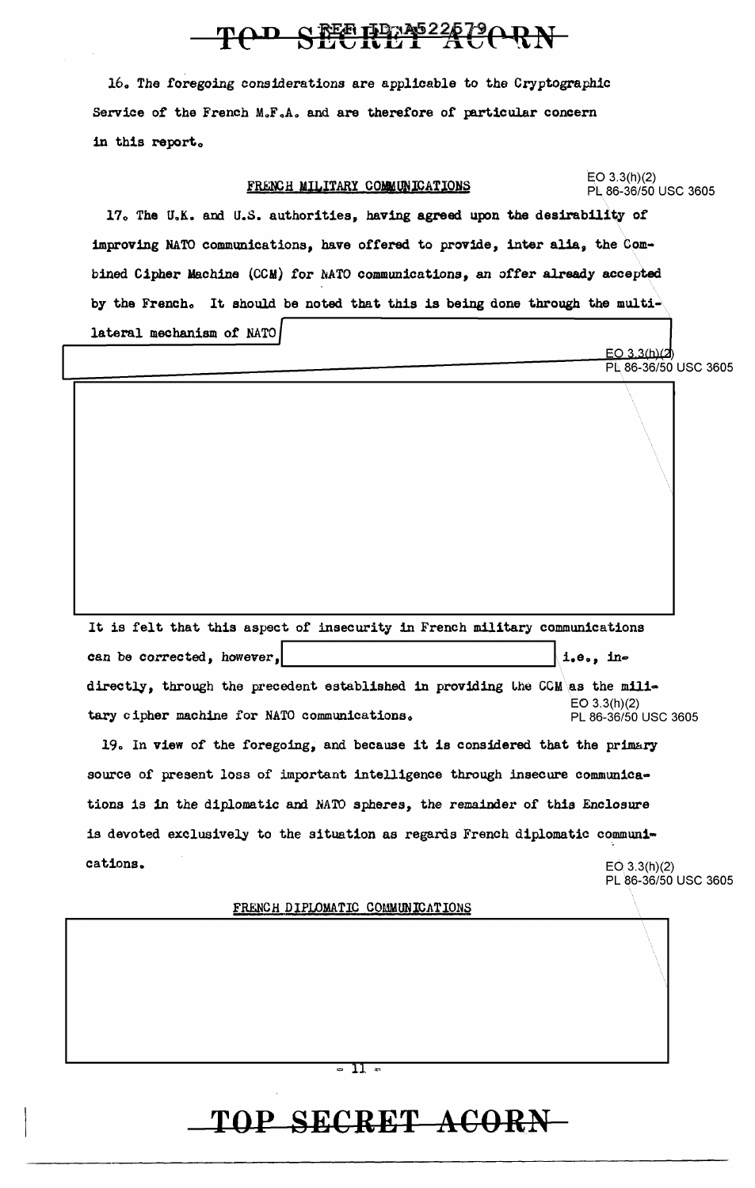16. The foregoing considerations are applicable to the Cryptographic Service of the French M.F.A. and are therefore of particular concern in this report.

FRENCH MILITARY COMMUNICATIONS

EO 3.3(h)(2)
PL 86-36/50 USC 3605

17. The U.K. and U.S. authorities, having agreed upon the desirability of improving NATO communications, have offered to provide, inter alia, the Combined Cipher Machine (CCM) for NATO communications, an offer already accepted by the French. It should be noted that this is being done through the multilateral mechanism of NATO

EO 3.3(h)(2)
PL 86-36/50 USC 3605

It is felt that this aspect of insecurity in French military communications can be corrected, however, i.e., indirectly, through the precedent established in providing the CCM as the military cipher machine for NATO communications.

EO 3.3(h)(2)
PL 86-36/50 USC 3605

19. In view of the foregoing, and because it is considered that the primary source of present loss of important intelligence through insecure communications is in the diplomatic and NATO spheres, the remainder of this Enclosure is devoted exclusively to the situation as regards French diplomatic communications.

EO 3.3(h)(2)
PL 86-36/50 USC 3605

FRENCH DIPLOMATIC COMMUNICATIONS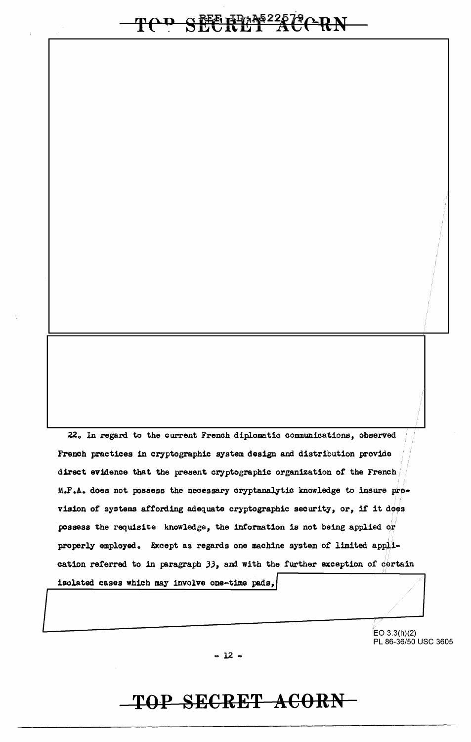22. In regard to the current French diplomatic communications, observed French practices in cryptographic system design and distribution provide direct evidence that the present cryptographic organization of the French M.F.A. does not possess the necessary cryptanalytic knowledge to insure provision of systems affording adequate cryptographic security, or, if it does possess the requisite knowledge, the information is not being applied or properly employed. Except as regards one machine system of limited application referred to in paragraph 33, and with the further exception of certain isolated cases which may involve one-time pads,

EO 3.3(h)(2)
PL 86-36/50 USC 3605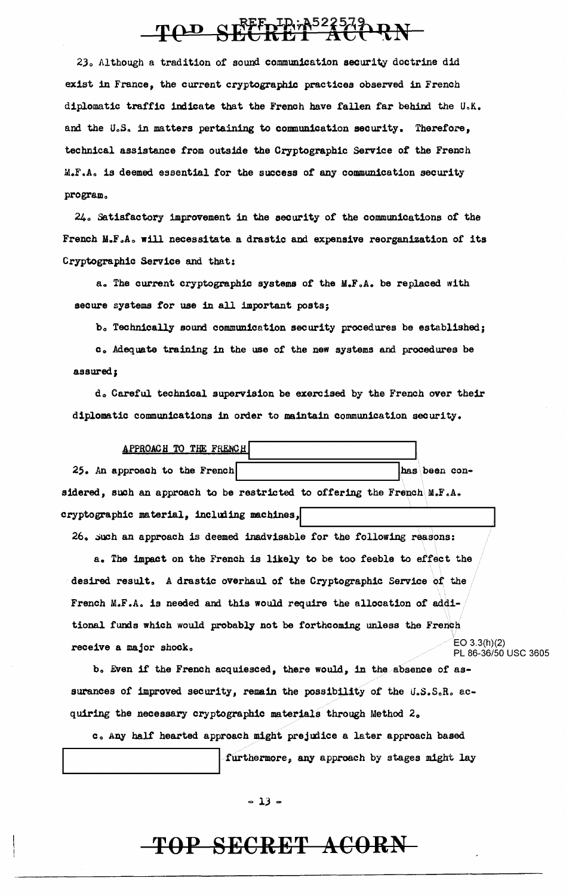23. Although a tradition of sound communication security doctrine did exist in France, the current cryptographic practices observed in French diplomatic traffic indicate that the French have fallen far behind the U.K. and the U.S. in matters pertaining to communication security. Therefore, technical assistance from outside the Cryptographic Service of the French M.F.A. is deemed essential for the success of any communication security program.

24. Satisfactory improvement in the security of the communications of the French M.F.A. will necessitate a drastic and expensive reorganization of its Cryptographic Service and that:

a. The current cryptographic systems of the M.F.A. be replaced with secure systems for use in all important posts;

b. Technically sound communication security procedures be established;

c. Adequate training in the use of the new systems and procedures be assured;

d. Careful technical supervision be exercised by the French over their diplomatic communications in order to maintain communication security.

APPROACH TO THE FRENCH [redacted]

25. An approach to the French [redacted] has been considered, such an approach to be restricted to offering the French M.F.A. cryptographic material, including machines, [redacted]

26. Such an approach is deemed inadvisable for the following reasons:

a. The impact on the French is likely to be too feeble to effect the desired result. A drastic overhaul of the Cryptographic Service of the French M.F.A. is needed and this would require the allocation of additional funds which would probably not be forthcoming unless the French receive a major shock.

EO 3.3(h)(2)
PL 86-36/50 USC 3605

b. Even if the French acquiesced, there would, in the absence of assurances of improved security, remain the possibility of the U.S.S.R. acquiring the necessary cryptographic materials through Method 2.

c. Any half hearted approach might prejudice a later approach based [redacted] furthermore, any approach by stages might lay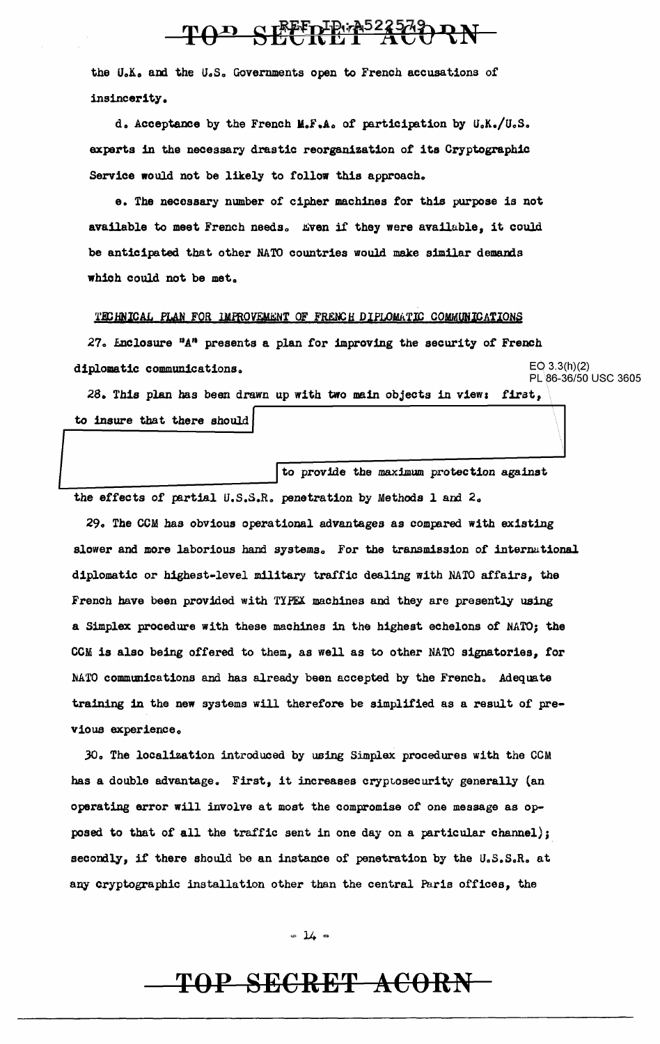the U.K. and the U.S. Governments open to French accusations of insincerity.

d. Acceptance by the French M.F.A. of participation by U.K./U.S. experts in the necessary drastic reorganization of its Cryptographic Service would not be likely to follow this approach.

e. The necessary number of cipher machines for this purpose is not available to meet French needs. Even if they were available, it could be anticipated that other NATO countries would make similar demands which could not be met.

TECHNICAL PLAN FOR IMPROVEMENT OF FRENCH DIPLOMATIC COMMUNICATIONS

27. Enclosure "A" presents a plan for improving the security of French diplomatic communications.

EO 3.3(h)(2)
PL 86-36/50 USC 3605

28. This plan has been drawn up with two main objects in view: first, to insure that there should [REDACTED] to provide the maximum protection against the effects of partial U.S.S.R. penetration by Methods 1 and 2.

29. The CCM has obvious operational advantages as compared with existing slower and more laborious hand systems. For the transmission of international diplomatic or highest-level military traffic dealing with NATO affairs, the French have been provided with TYPEX machines and they are presently using a Simplex procedure with these machines in the highest echelons of NATO; the CCM is also being offered to them, as well as to other NATO signatories, for NATO communications and has already been accepted by the French. Adequate training in the new systems will therefore be simplified as a result of previous experience.

30. The localization introduced by using Simplex procedures with the CCM has a double advantage. First, it increases cryptosecurity generally (an operating error will involve at most the compromise of one message as opposed to that of all the traffic sent in one day on a particular channel); secondly, if there should be an instance of penetration by the U.S.S.R. at any cryptographic installation other than the central Paris offices, the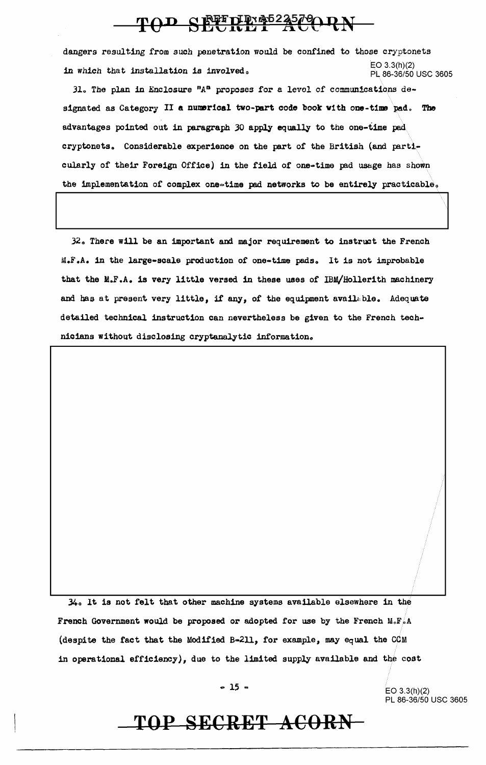dangers resulting from such penetration would be confined to those cryptonets in which that installation is involved.

EO 3.3(h)(2)
PL 86-36/50 USC 3605

31. The plan in Enclosure "A" proposes for a level of communications designated as Category II a numerical two-part code book with one-time pad. The advantages pointed out in paragraph 30 apply equally to the one-time pad cryptonets. Considerable experience on the part of the British (and particularly of their Foreign Office) in the field of one-time pad usage has shown the implementation of complex one-time pad networks to be entirely practicable.

32. There will be an important and major requirement to instruct the French M.F.A. in the large-scale production of one-time pads. It is not improbable that the M.F.A. is very little versed in these uses of IBM/Hollerith machinery and has at present very little, if any, of the equipment available. Adequate detailed technical instruction can nevertheless be given to the French technicians without disclosing cryptanalytic information.

34. It is not felt that other machine systems available elsewhere in the French Government would be proposed or adopted for use by the French M.F.A (despite the fact that the Modified B-211, for example, may equal the CCM in operational efficiency), due to the limited supply available and the cost

EO 3.3(h)(2)
PL 86-36/50 USC 3605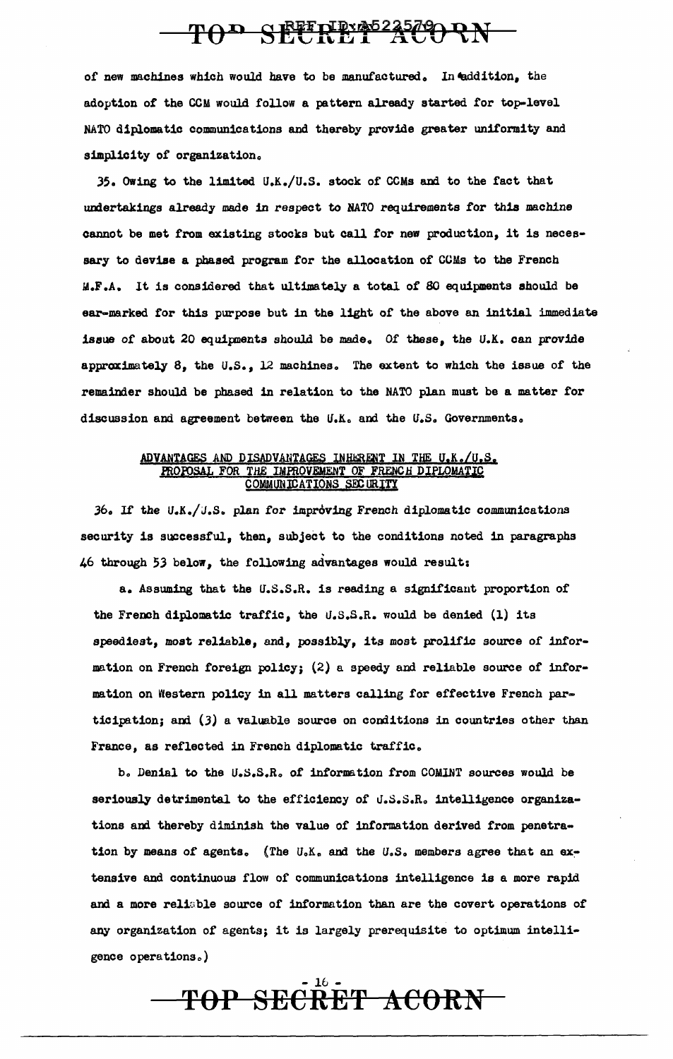of new machines which would have to be manufactured. In addition, the adoption of the CCM would follow a pattern already started for top-level NATO diplomatic communications and thereby provide greater uniformity and simplicity of organization.

35. Owing to the limited U.K./U.S. stock of CCMs and to the fact that undertakings already made in respect to NATO requirements for this machine cannot be met from existing stocks but call for new production, it is necessary to devise a phased program for the allocation of CCMs to the French M.F.A. It is considered that ultimately a total of 80 equipments should be ear-marked for this purpose but in the light of the above an initial immediate issue of about 20 equipments should be made. Of these, the U.K. can provide approximately 8, the U.S., 12 machines. The extent to which the issue of the remainder should be phased in relation to the NATO plan must be a matter for discussion and agreement between the U.K. and the U.S. Governments.

## ADVANTAGES AND DISADVANTAGES INHERENT IN THE U.K./U.S. PROPOSAL FOR THE IMPROVEMENT OF FRENCH DIPLOMATIC COMMUNICATIONS SECURITY

36. If the U.K./U.S. plan for improving French diplomatic communications security is successful, then, subject to the conditions noted in paragraphs 46 through 53 below, the following advantages would result:

a. Assuming that the U.S.S.R. is reading a significant proportion of the French diplomatic traffic, the U.S.S.R. would be denied (1) its speediest, most reliable, and, possibly, its most prolific source of information on French foreign policy; (2) a speedy and reliable source of information on Western policy in all matters calling for effective French participation; and (3) a valuable source on conditions in countries other than France, as reflected in French diplomatic traffic.

b. Denial to the U.S.S.R. of information from COMINT sources would be seriously detrimental to the efficiency of U.S.S.R. intelligence organizations and thereby diminish the value of information derived from penetration by means of agents. (The U.K. and the U.S. members agree that an extensive and continuous flow of communications intelligence is a more rapid and a more reliable source of information than are the covert operations of any organization of agents; it is largely prerequisite to optimum intelligence operations.)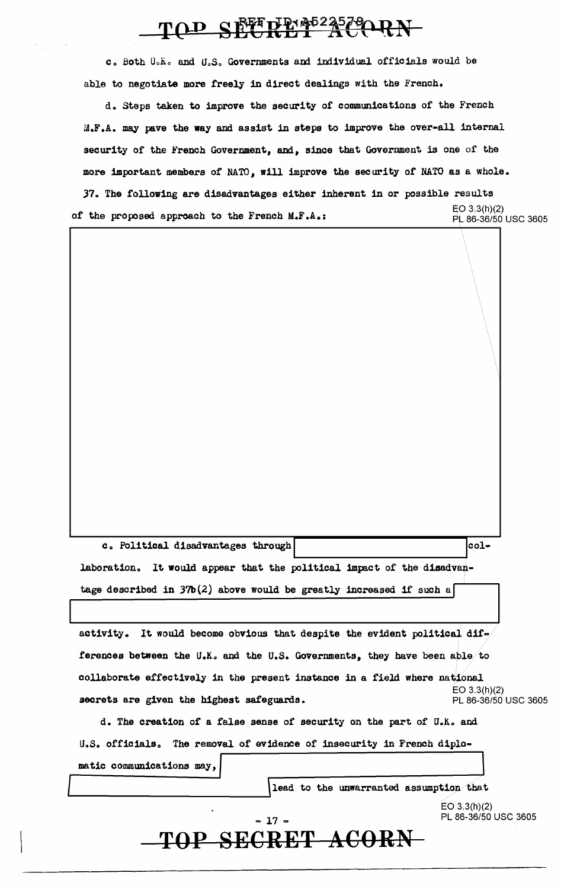c. Both U.K. and U.S. Governments and individual officials would be able to negotiate more freely in direct dealings with the French.

d. Steps taken to improve the security of communications of the French M.F.A. may pave the way and assist in steps to improve the over-all internal security of the French Government, and, since that Government is one of the more important members of NATO, will improve the security of NATO as a whole.

37. The following are disadvantages either inherent in or possible results of the proposed approach to the French M.F.A.:

EO 3.3(h)(2)
PL 86-36/50 USC 3605

c. Political disadvantages through [redacted] collaboration. It would appear that the political impact of the disadvantage described in 37b(2) above would be greatly increased if such a [redacted] activity. It would become obvious that despite the evident political differences between the U.K. and the U.S. Governments, they have been able to collaborate effectively in the present instance in a field where national secrets are given the highest safeguards.

EO 3.3(h)(2)
PL 86-36/50 USC 3605

d. The creation of a false sense of security on the part of U.K. and U.S. officials. The removal of evidence of insecurity in French diplomatic communications may, [redacted] lead to the unwarranted assumption that

EO 3.3(h)(2)
PL 86-36/50 USC 3605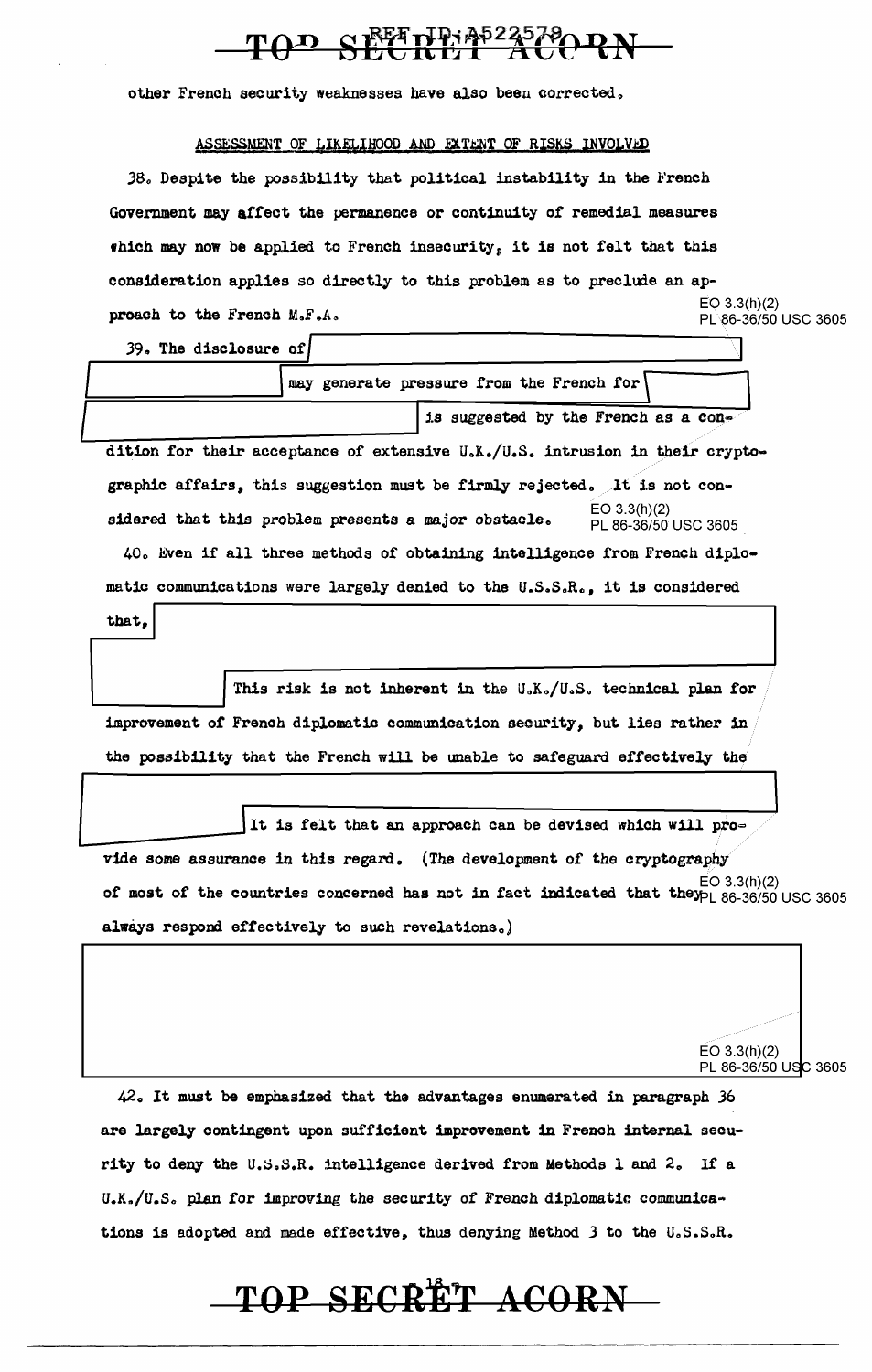other French security weaknesses have also been corrected.

## ASSESSMENT OF LIKELIHOOD AND EXTENT OF RISKS INVOLVED

38. Despite the possibility that political instability in the French Government may affect the permanence or continuity of remedial measures which may now be applied to French insecurity, it is not felt that this consideration applies so directly to this problem as to preclude an approach to the French M.F.A.

EO 3.3(h)(2)
PL 86-36/50 USC 3605

39. The disclosure of [redacted] may generate pressure from the French for [redacted] is suggested by the French as a condition for their acceptance of extensive U.K./U.S. intrusion in their cryptographic affairs, this suggestion must be firmly rejected. It is not considered that this problem presents a major obstacle.

EO 3.3(h)(2)
PL 86-36/50 USC 3605

40. Even if all three methods of obtaining intelligence from French diplomatic communications were largely denied to the U.S.S.R., it is considered that, [redacted] This risk is not inherent in the U.K./U.S. technical plan for improvement of French diplomatic communication security, but lies rather in the possibility that the French will be unable to safeguard effectively the [redacted] It is felt that an approach can be devised which will provide some assurance in this regard. (The development of the cryptography of most of the countries concerned has not in fact indicated that they always respond effectively to such revelations.)

EO 3.3(h)(2)
PL 86-36/50 USC 3605

[redacted]

EO 3.3(h)(2)
PL 86-36/50 USC 3605

42. It must be emphasized that the advantages enumerated in paragraph 36 are largely contingent upon sufficient improvement in French internal security to deny the U.S.S.R. intelligence derived from Methods 1 and 2. If a U.K./U.S. plan for improving the security of French diplomatic communications is adopted and made effective, thus denying Method 3 to the U.S.S.R.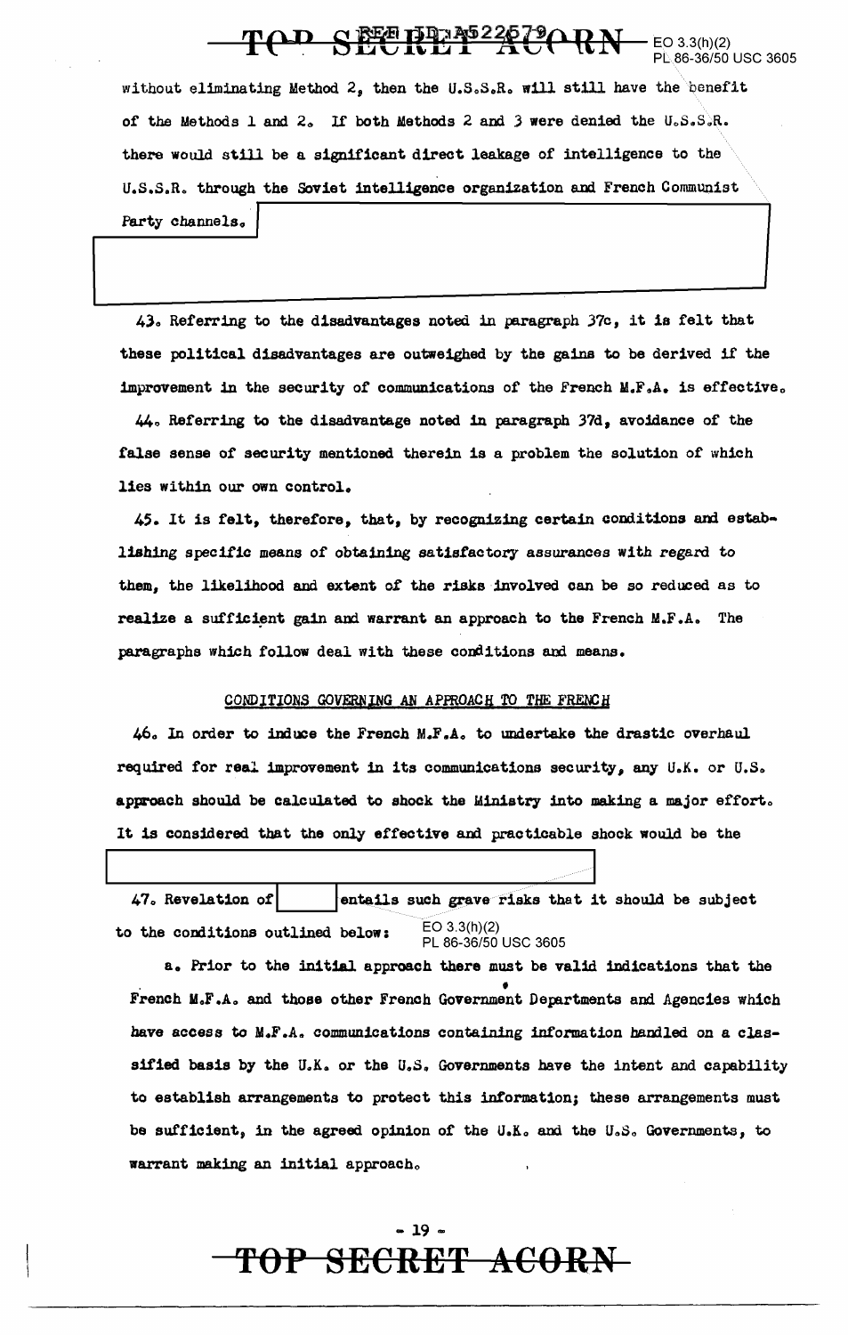without eliminating Method 2, then the U.S.S.R. will still have the benefit of the Methods 1 and 2. If both Methods 2 and 3 were denied the U.S.S.R. there would still be a significant direct leakage of intelligence to the U.S.S.R. through the Soviet intelligence organization and French Communist Party channels.

43. Referring to the disadvantages noted in paragraph 37c, it is felt that these political disadvantages are outweighed by the gains to be derived if the improvement in the security of communications of the French M.F.A. is effective.

44. Referring to the disadvantage noted in paragraph 37d, avoidance of the false sense of security mentioned therein is a problem the solution of which lies within our own control.

45. It is felt, therefore, that, by recognizing certain conditions and establishing specific means of obtaining satisfactory assurances with regard to them, the likelihood and extent of the risks involved can be so reduced as to realize a sufficient gain and warrant an approach to the French M.F.A. The paragraphs which follow deal with these conditions and means.

## CONDITIONS GOVERNING AN APPROACH TO THE FRENCH

46. In order to induce the French M.F.A. to undertake the drastic overhaul required for real improvement in its communications security, any U.K. or U.S. approach should be calculated to shock the Ministry into making a major effort. It is considered that the only effective and practicable shock would be the

47. Revelation of entails such grave risks that it should be subject to the conditions outlined below:

EO 3.3(h)(2)
PL 86-36/50 USC 3605

a. Prior to the initial approach there must be valid indications that the French M.F.A. and those other French Government Departments and Agencies which have access to M.F.A. communications containing information handled on a classified basis by the U.K. or the U.S. Governments have the intent and capability to establish arrangements to protect this information; these arrangements must be sufficient, in the agreed opinion of the U.K. and the U.S. Governments, to warrant making an initial approach.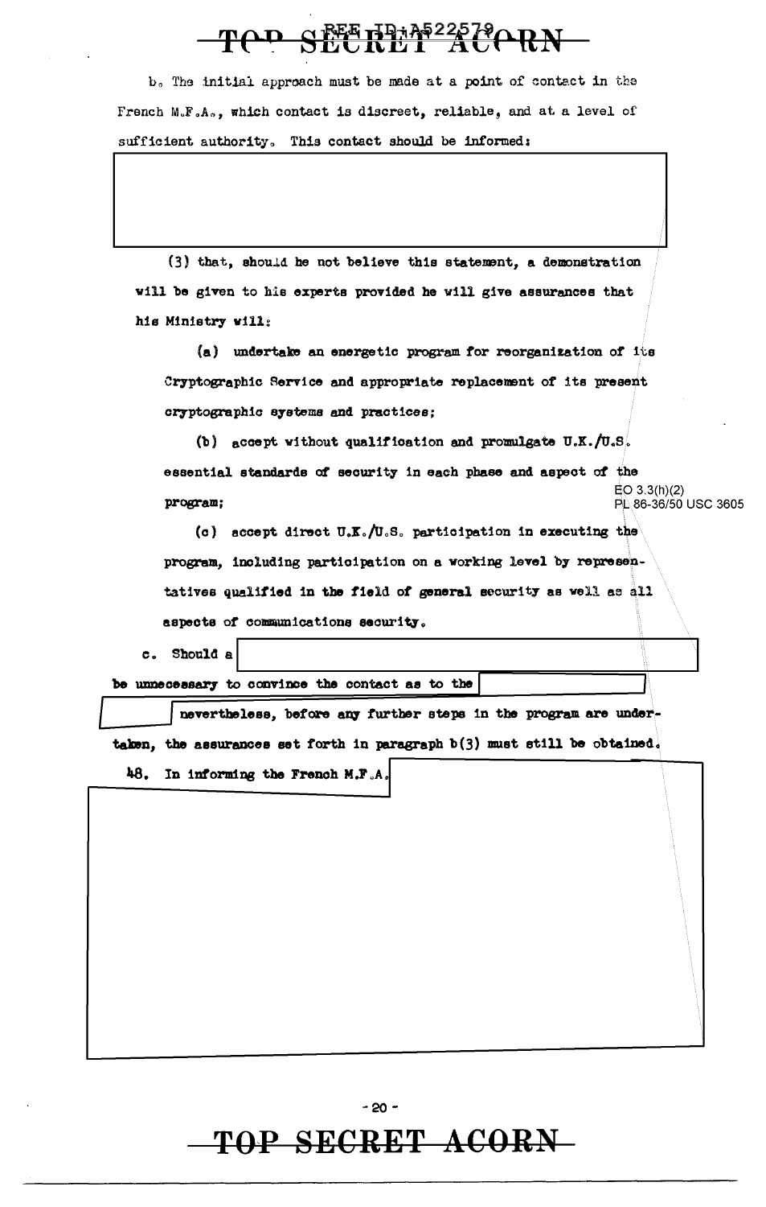b. The initial approach must be made at a point of contact in the French M.F.A., which contact is discreet, reliable, and at a level of sufficient authority. This contact should be informed:

(3) that, should he not believe this statement, a demonstration will be given to his experts provided he will give assurances that his Ministry will:

(a) undertake an energetic program for reorganization of its Cryptographic Service and appropriate replacement of its present cryptographic systems and practices;

(b) accept without qualification and promulgate U.K./U.S. essential standards of security in each phase and aspect of the program;

EO 3.3(h)(2)
PL 86-36/50 USC 3605

(c) accept direct U.K./U.S. participation in executing the program, including participation on a working level by representatives qualified in the field of general security as well as all aspects of communications security.

c. Should a [redacted] be unnecessary to convince the contact as to the [redacted] [redacted] nevertheless, before any further steps in the program are undertaken, the assurances set forth in paragraph b(3) must still be obtained.

48. In informing the French M.F.A. [redacted]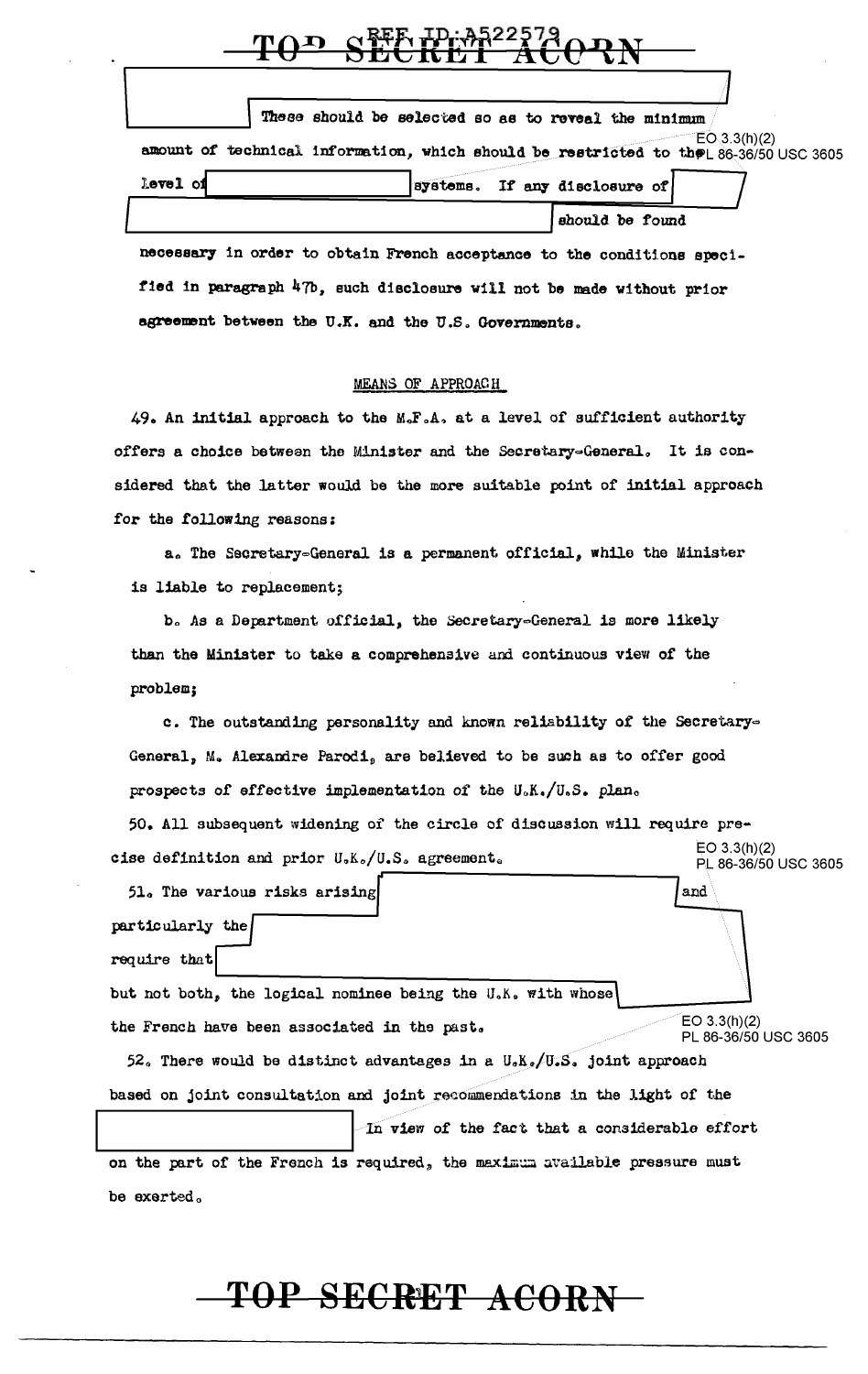These should be selected so as to reveal the minimum amount of technical information, which should be restricted to the Level of systems. If any disclosure of should be found necessary in order to obtain French acceptance to the conditions specified in paragraph 47b, such disclosure will not be made without prior agreement between the U.K. and the U.S. Governments.

EO 3.3(h)(2)
PL 86-36/50 USC 3605

## MEANS OF APPROACH

49. An initial approach to the M.F.A. at a level of sufficient authority offers a choice between the Minister and the Secretary-General. It is considered that the latter would be the more suitable point of initial approach for the following reasons:

a. The Secretary-General is a permanent official, while the Minister is liable to replacement;

b. As a Department official, the Secretary-General is more likely than the Minister to take a comprehensive and continuous view of the problem;

c. The outstanding personality and known reliability of the Secretary-General, M. Alexandre Parodi, are believed to be such as to offer good prospects of effective implementation of the U.K./U.S. plan.

50. All subsequent widening of the circle of discussion will require precise definition and prior U.K./U.S. agreement.

EO 3.3(h)(2)
PL 86-36/50 USC 3605

51. The various risks arising and particularly the require that but not both, the logical nominee being the U.K. with whose the French have been associated in the past.

EO 3.3(h)(2)
PL 86-36/50 USC 3605

52. There would be distinct advantages in a U.K./U.S. joint approach based on joint consultation and joint recommendations in the light of the In view of the fact that a considerable effort on the part of the French is required, the maximum available pressure must be exerted.

TOP SECRET ACORN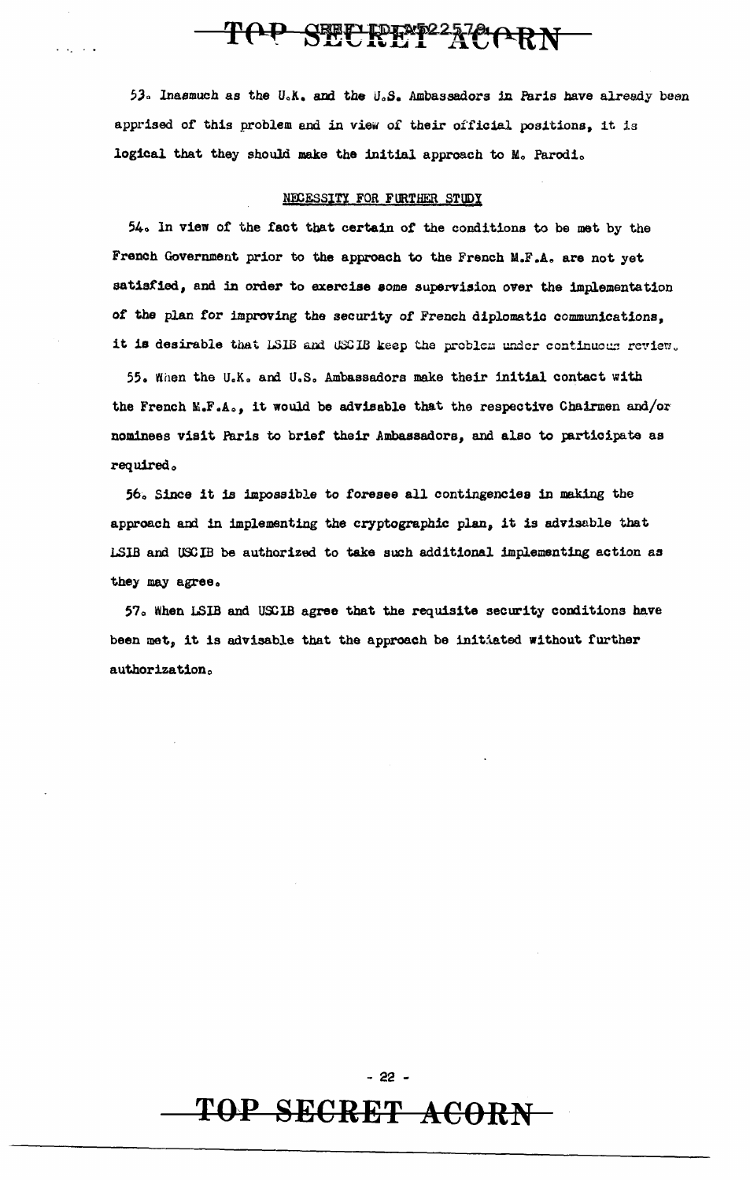53. Inasmuch as the U.K. and the U.S. Ambassadors in Paris have already been apprised of this problem and in view of their official positions, it is logical that they should make the initial approach to M. Parodi.

## NECESSITY FOR FURTHER STUDY

54. In view of the fact that certain of the conditions to be met by the French Government prior to the approach to the French M.F.A. are not yet satisfied, and in order to exercise some supervision over the implementation of the plan for improving the security of French diplomatic communications, it is desirable that LSIB and USCIB keep the problem under continuous review.

55. When the U.K. and U.S. Ambassadors make their initial contact with the French M.F.A., it would be advisable that the respective Chairmen and/or nominees visit Paris to brief their Ambassadors, and also to participate as required.

56. Since it is impossible to foresee all contingencies in making the approach and in implementing the cryptographic plan, it is advisable that LSIB and USCIB be authorized to take such additional implementing action as they may agree.

57. When LSIB and USCIB agree that the requisite security conditions have been met, it is advisable that the approach be initiated without further authorization.